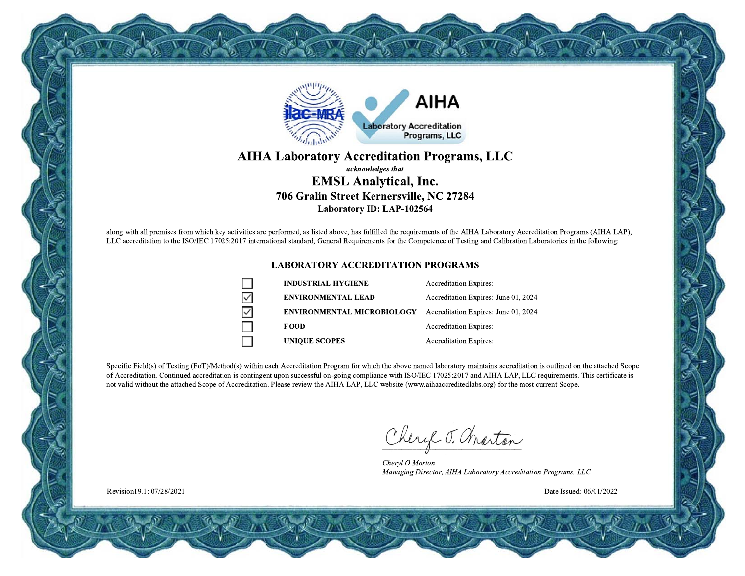# AIHA Laboratory Accreditation Programs, LLC

*acknowledges that*

## EMSL Analytical, Inc.

### 706 Gralin Street Kernersville, NC 27284

**Laboratory ID: LAP-102564**

along with all premises from which key activities are performed, as listed above, has fulfilled the requirements of the AIHA Laboratory Accreditation Programs (AIHA LAP), LLC accreditation to the ISO/IEC 17025:2017 international standard, General Requirements for the Competence of Testing and Calibration Laboratories in the following:

### LABORATORY ACCREDITATION PROGRAMS

| | Program | Accreditation Expires |
|---|---|---|
| ☐ | **INDUSTRIAL HYGIENE** | Accreditation Expires: |
| ☑ | **ENVIRONMENTAL LEAD** | Accreditation Expires: June 01, 2024 |
| ☑ | **ENVIRONMENTAL MICROBIOLOGY** | Accreditation Expires: June 01, 2024 |
| ☐ | **FOOD** | Accreditation Expires: |
| ☐ | **UNIQUE SCOPES** | Accreditation Expires: |

Specific Field(s) of Testing (FoT)/Method(s) within each Accreditation Program for which the above named laboratory maintains accreditation is outlined on the attached Scope of Accreditation. Continued accreditation is contingent upon successful on-going compliance with ISO/IEC 17025:2017 and AIHA LAP, LLC requirements. This certificate is not valid without the attached Scope of Accreditation. Please review the AIHA LAP, LLC website (www.aihaaccreditedlabs.org) for the most current Scope.

*Cheryl O Morton*
*Managing Director, AIHA Laboratory Accreditation Programs, LLC*

Revision19.1: 07/28/2021

Date Issued: 06/01/2022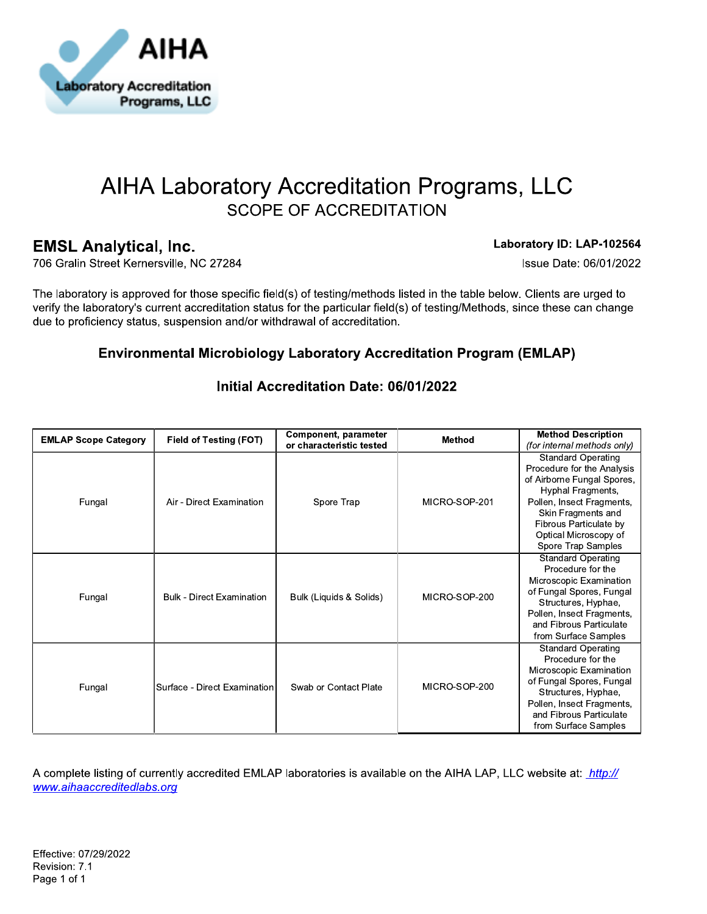AIHA Laboratory Accreditation Programs, LLC

# AIHA Laboratory Accreditation Programs, LLC

## SCOPE OF ACCREDITATION

**EMSL Analytical, Inc.**
706 Gralin Street Kernersville, NC 27284

**Laboratory ID: LAP-102564**
Issue Date: 06/01/2022

The laboratory is approved for those specific field(s) of testing/methods listed in the table below. Clients are urged to verify the laboratory's current accreditation status for the particular field(s) of testing/Methods, since these can change due to proficiency status, suspension and/or withdrawal of accreditation.

### Environmental Microbiology Laboratory Accreditation Program (EMLAP)

### Initial Accreditation Date: 06/01/2022

| EMLAP Scope Category | Field of Testing (FOT) | Component, parameter or characteristic tested | Method | Method Description *(for internal methods only)* |
|---|---|---|---|---|
| Fungal | Air - Direct Examination | Spore Trap | MICRO-SOP-201 | Standard Operating Procedure for the Analysis of Airborne Fungal Spores, Hyphal Fragments, Pollen, Insect Fragments, Skin Fragments and Fibrous Particulate by Optical Microscopy of Spore Trap Samples |
| Fungal | Bulk - Direct Examination | Bulk (Liquids & Solids) | MICRO-SOP-200 | Standard Operating Procedure for the Microscopic Examination of Fungal Spores, Fungal Structures, Hyphae, Pollen, Insect Fragments, and Fibrous Particulate from Surface Samples |
| Fungal | Surface - Direct Examination | Swab or Contact Plate | MICRO-SOP-200 | Standard Operating Procedure for the Microscopic Examination of Fungal Spores, Fungal Structures, Hyphae, Pollen, Insect Fragments, and Fibrous Particulate from Surface Samples |

A complete listing of currently accredited EMLAP laboratories is available on the AIHA LAP, LLC website at: http://www.aihaaccreditedlabs.org

Effective: 07/29/2022
Revision: 7.1